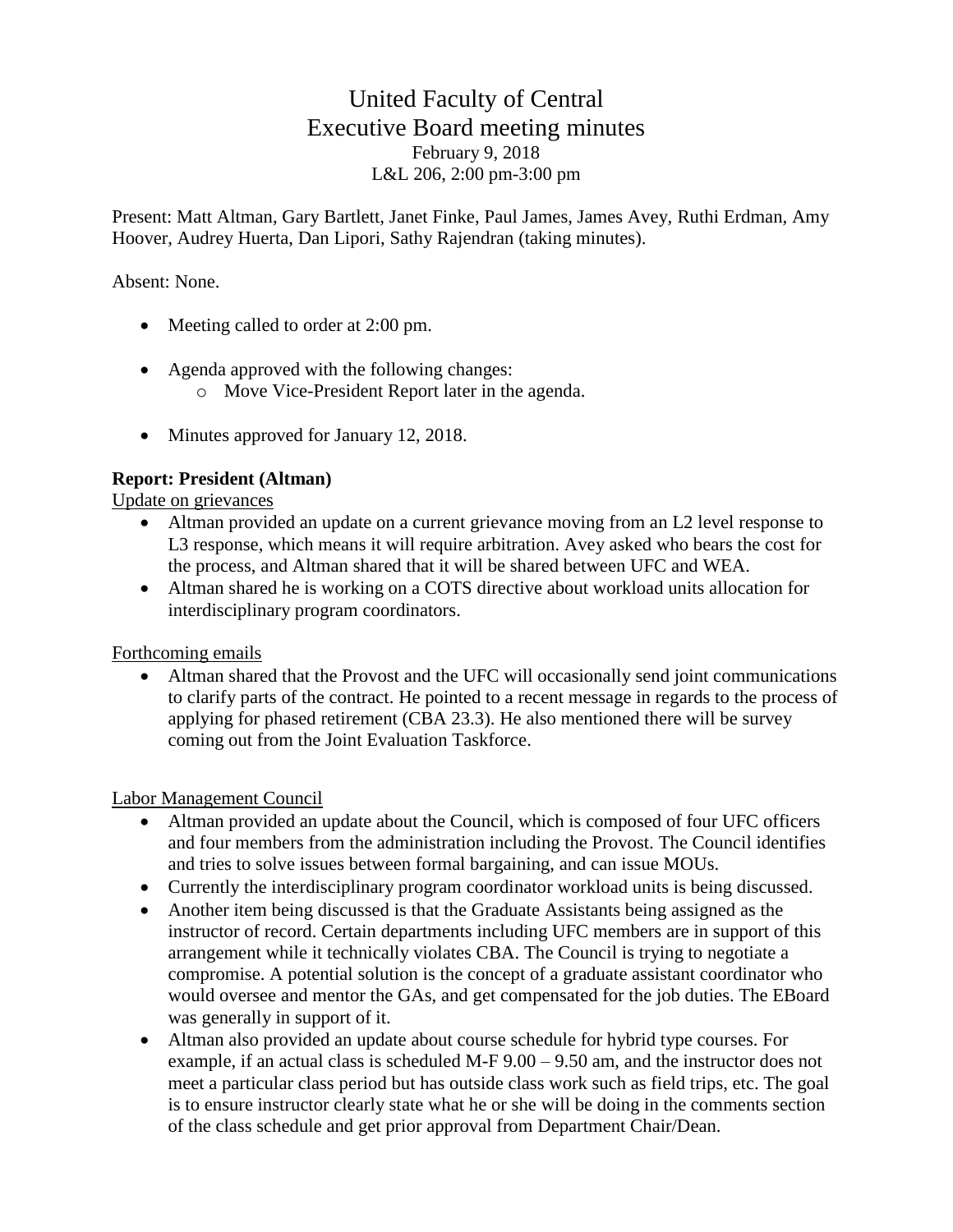# United Faculty of Central
# Executive Board meeting minutes

February 9, 2018
L&L 206, 2:00 pm-3:00 pm

Present: Matt Altman, Gary Bartlett, Janet Finke, Paul James, James Avey, Ruthi Erdman, Amy Hoover, Audrey Huerta, Dan Lipori, Sathy Rajendran (taking minutes).

Absent: None.

- Meeting called to order at 2:00 pm.
- Agenda approved with the following changes:
  - Move Vice-President Report later in the agenda.
- Minutes approved for January 12, 2018.

**Report: President (Altman)**

<u>Update on grievances</u>

- Altman provided an update on a current grievance moving from an L2 level response to L3 response, which means it will require arbitration. Avey asked who bears the cost for the process, and Altman shared that it will be shared between UFC and WEA.
- Altman shared he is working on a COTS directive about workload units allocation for interdisciplinary program coordinators.

<u>Forthcoming emails</u>

- Altman shared that the Provost and the UFC will occasionally send joint communications to clarify parts of the contract. He pointed to a recent message in regards to the process of applying for phased retirement (CBA 23.3). He also mentioned there will be survey coming out from the Joint Evaluation Taskforce.

<u>Labor Management Council</u>

- Altman provided an update about the Council, which is composed of four UFC officers and four members from the administration including the Provost. The Council identifies and tries to solve issues between formal bargaining, and can issue MOUs.
- Currently the interdisciplinary program coordinator workload units is being discussed.
- Another item being discussed is that the Graduate Assistants being assigned as the instructor of record. Certain departments including UFC members are in support of this arrangement while it technically violates CBA. The Council is trying to negotiate a compromise. A potential solution is the concept of a graduate assistant coordinator who would oversee and mentor the GAs, and get compensated for the job duties. The EBoard was generally in support of it.
- Altman also provided an update about course schedule for hybrid type courses. For example, if an actual class is scheduled M-F 9.00 – 9.50 am, and the instructor does not meet a particular class period but has outside class work such as field trips, etc. The goal is to ensure instructor clearly state what he or she will be doing in the comments section of the class schedule and get prior approval from Department Chair/Dean.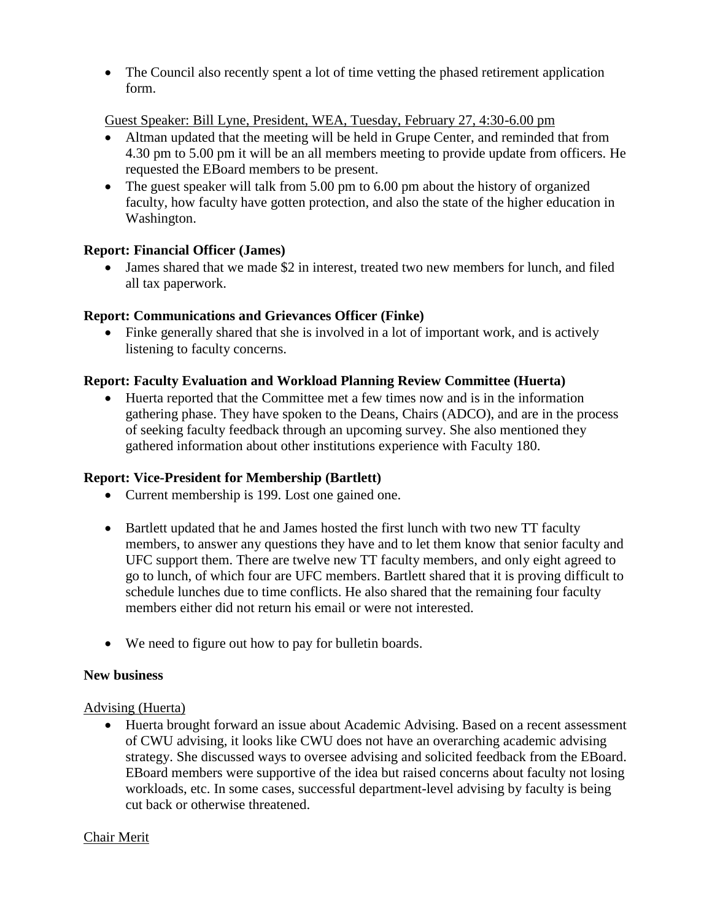- The Council also recently spent a lot of time vetting the phased retirement application form.

Guest Speaker: Bill Lyne, President, WEA, Tuesday, February 27, 4:30-6.00 pm

- Altman updated that the meeting will be held in Grupe Center, and reminded that from 4.30 pm to 5.00 pm it will be an all members meeting to provide update from officers. He requested the EBoard members to be present.
- The guest speaker will talk from 5.00 pm to 6.00 pm about the history of organized faculty, how faculty have gotten protection, and also the state of the higher education in Washington.

**Report: Financial Officer (James)**

- James shared that we made $2 in interest, treated two new members for lunch, and filed all tax paperwork.

**Report: Communications and Grievances Officer (Finke)**

- Finke generally shared that she is involved in a lot of important work, and is actively listening to faculty concerns.

**Report: Faculty Evaluation and Workload Planning Review Committee (Huerta)**

- Huerta reported that the Committee met a few times now and is in the information gathering phase. They have spoken to the Deans, Chairs (ADCO), and are in the process of seeking faculty feedback through an upcoming survey. She also mentioned they gathered information about other institutions experience with Faculty 180.

**Report: Vice-President for Membership (Bartlett)**

- Current membership is 199. Lost one gained one.

- Bartlett updated that he and James hosted the first lunch with two new TT faculty members, to answer any questions they have and to let them know that senior faculty and UFC support them. There are twelve new TT faculty members, and only eight agreed to go to lunch, of which four are UFC members. Bartlett shared that it is proving difficult to schedule lunches due to time conflicts. He also shared that the remaining four faculty members either did not return his email or were not interested.

- We need to figure out how to pay for bulletin boards.

**New business**

Advising (Huerta)

- Huerta brought forward an issue about Academic Advising. Based on a recent assessment of CWU advising, it looks like CWU does not have an overarching academic advising strategy. She discussed ways to oversee advising and solicited feedback from the EBoard. EBoard members were supportive of the idea but raised concerns about faculty not losing workloads, etc. In some cases, successful department-level advising by faculty is being cut back or otherwise threatened.

Chair Merit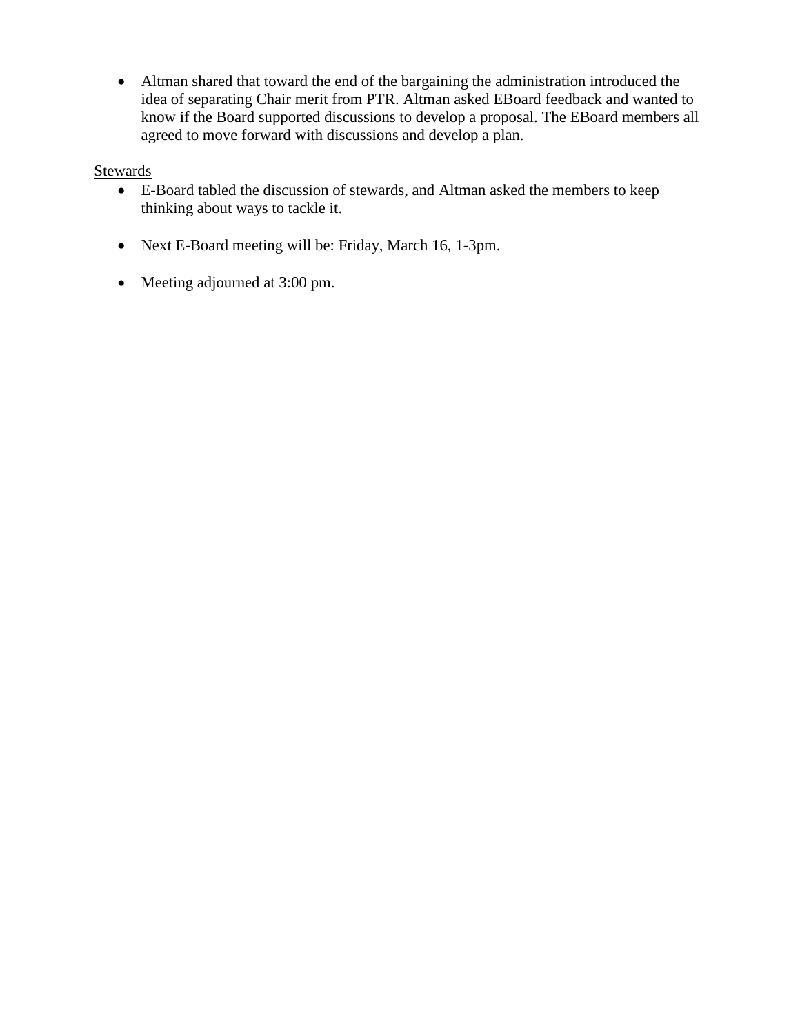- Altman shared that toward the end of the bargaining the administration introduced the idea of separating Chair merit from PTR. Altman asked EBoard feedback and wanted to know if the Board supported discussions to develop a proposal. The EBoard members all agreed to move forward with discussions and develop a plan.

Stewards

- E-Board tabled the discussion of stewards, and Altman asked the members to keep thinking about ways to tackle it.

- Next E-Board meeting will be: Friday, March 16, 1-3pm.

- Meeting adjourned at 3:00 pm.